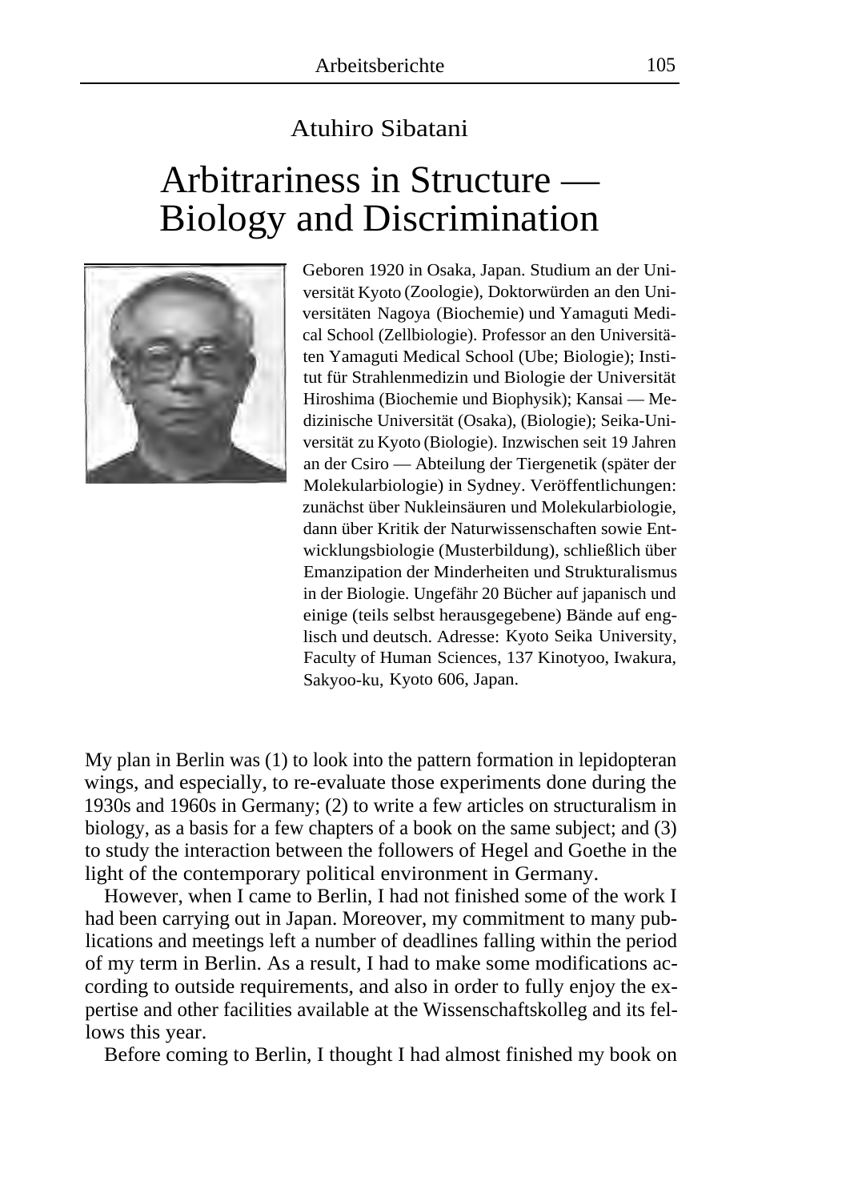Atuhiro Sibatani

# Arbitrariness in Structure — Biology and Discrimination

Geboren 1920 in Osaka, Japan. Studium an der Universität Kyoto (Zoologie), Doktorwürden an den Universitäten Nagoya (Biochemie) und Yamaguti Medical School (Zellbiologie). Professor an den Universitäten Yamaguti Medical School (Ube; Biologie); Institut für Strahlenmedizin und Biologie der Universität Hiroshima (Biochemie und Biophysik); Kansai — Medizinische Universität (Osaka), (Biologie); Seika-Universität zu Kyoto (Biologie). Inzwischen seit 19 Jahren an der Csiro — Abteilung der Tiergenetik (später der Molekularbiologie) in Sydney. Veröffentlichungen: zunächst über Nukleinsäuren und Molekularbiologie, dann über Kritik der Naturwissenschaften sowie Entwicklungsbiologie (Musterbildung), schließlich über Emanzipation der Minderheiten und Strukturalismus in der Biologie. Ungefähr 20 Bücher auf japanisch und einige (teils selbst herausgegebene) Bände auf englisch und deutsch. Adresse: Kyoto Seika University, Faculty of Human Sciences, 137 Kinotyoo, Iwakura, Sakyoo-ku, Kyoto 606, Japan.

My plan in Berlin was (1) to look into the pattern formation in lepidopteran wings, and especially, to re-evaluate those experiments done during the 1930s and 1960s in Germany; (2) to write a few articles on structuralism in biology, as a basis for a few chapters of a book on the same subject; and (3) to study the interaction between the followers of Hegel and Goethe in the light of the contemporary political environment in Germany.

However, when I came to Berlin, I had not finished some of the work I had been carrying out in Japan. Moreover, my commitment to many publications and meetings left a number of deadlines falling within the period of my term in Berlin. As a result, I had to make some modifications according to outside requirements, and also in order to fully enjoy the expertise and other facilities available at the Wissenschaftskolleg and its fellows this year.

Before coming to Berlin, I thought I had almost finished my book on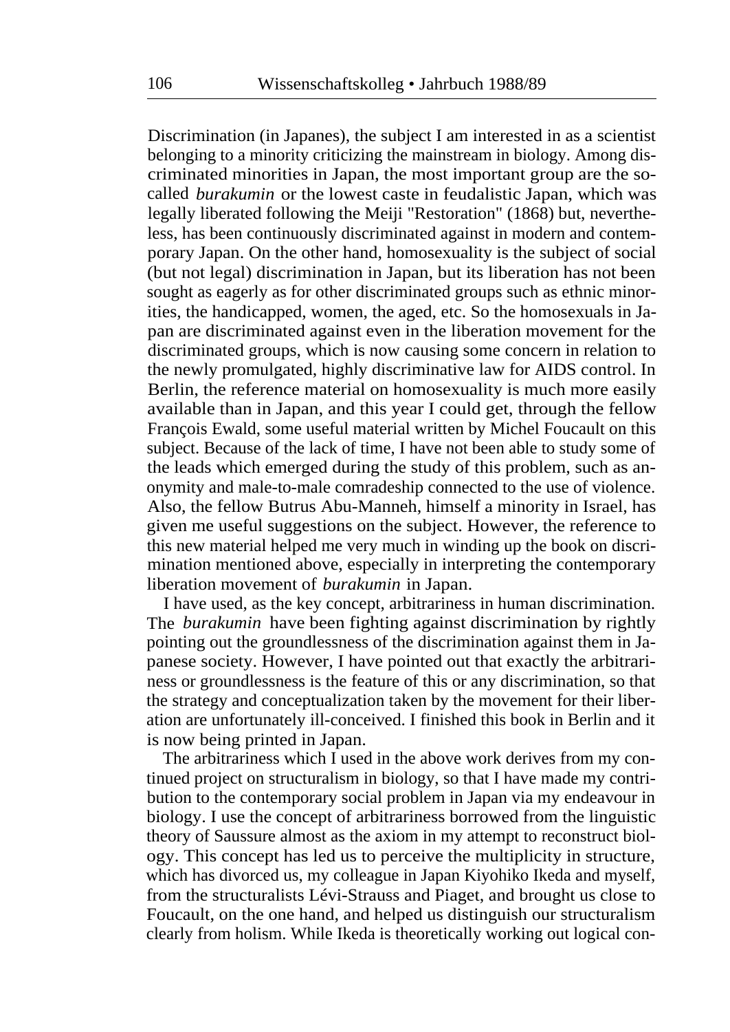Discrimination (in Japanes), the subject I am interested in as a scientist belonging to a minority criticizing the mainstream in biology. Among discriminated minorities in Japan, the most important group are the so-called *burakumin* or the lowest caste in feudalistic Japan, which was legally liberated following the Meiji "Restoration" (1868) but, nevertheless, has been continuously discriminated against in modern and contemporary Japan. On the other hand, homosexuality is the subject of social (but not legal) discrimination in Japan, but its liberation has not been sought as eagerly as for other discriminated groups such as ethnic minorities, the handicapped, women, the aged, etc. So the homosexuals in Japan are discriminated against even in the liberation movement for the discriminated groups, which is now causing some concern in relation to the newly promulgated, highly discriminative law for AIDS control. In Berlin, the reference material on homosexuality is much more easily available than in Japan, and this year I could get, through the fellow François Ewald, some useful material written by Michel Foucault on this subject. Because of the lack of time, I have not been able to study some of the leads which emerged during the study of this problem, such as anonymity and male-to-male comradeship connected to the use of violence. Also, the fellow Butrus Abu-Manneh, himself a minority in Israel, has given me useful suggestions on the subject. However, the reference to this new material helped me very much in winding up the book on discrimination mentioned above, especially in interpreting the contemporary liberation movement of *burakumin* in Japan.

I have used, as the key concept, arbitrariness in human discrimination. The *burakumin* have been fighting against discrimination by rightly pointing out the groundlessness of the discrimination against them in Japanese society. However, I have pointed out that exactly the arbitrariness or groundlessness is the feature of this or any discrimination, so that the strategy and conceptualization taken by the movement for their liberation are unfortunately ill-conceived. I finished this book in Berlin and it is now being printed in Japan.

The arbitrariness which I used in the above work derives from my continued project on structuralism in biology, so that I have made my contribution to the contemporary social problem in Japan via my endeavour in biology. I use the concept of arbitrariness borrowed from the linguistic theory of Saussure almost as the axiom in my attempt to reconstruct biology. This concept has led us to perceive the multiplicity in structure, which has divorced us, my colleague in Japan Kiyohiko Ikeda and myself, from the structuralists Lévi-Strauss and Piaget, and brought us close to Foucault, on the one hand, and helped us distinguish our structuralism clearly from holism. While Ikeda is theoretically working out logical con-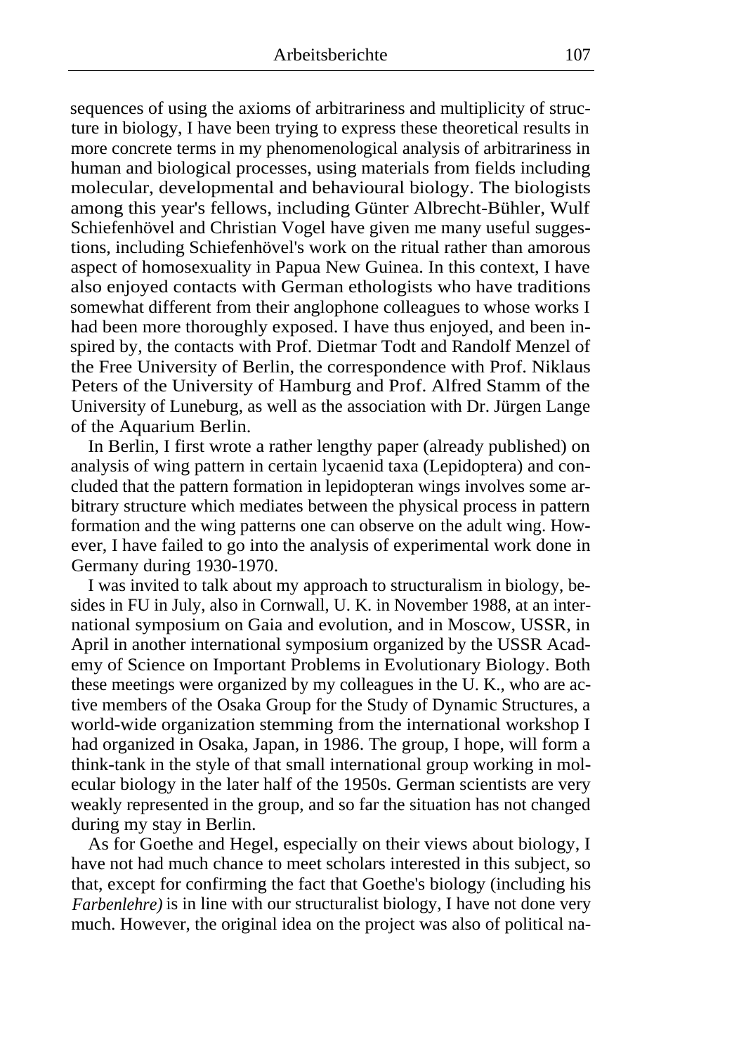sequences of using the axioms of arbitrariness and multiplicity of structure in biology, I have been trying to express these theoretical results in more concrete terms in my phenomenological analysis of arbitrariness in human and biological processes, using materials from fields including molecular, developmental and behavioural biology. The biologists among this year's fellows, including Günter Albrecht-Bühler, Wulf Schiefenhövel and Christian Vogel have given me many useful suggestions, including Schiefenhövel's work on the ritual rather than amorous aspect of homosexuality in Papua New Guinea. In this context, I have also enjoyed contacts with German ethologists who have traditions somewhat different from their anglophone colleagues to whose works I had been more thoroughly exposed. I have thus enjoyed, and been inspired by, the contacts with Prof. Dietmar Todt and Randolf Menzel of the Free University of Berlin, the correspondence with Prof. Niklaus Peters of the University of Hamburg and Prof. Alfred Stamm of the University of Luneburg, as well as the association with Dr. Jürgen Lange of the Aquarium Berlin.

In Berlin, I first wrote a rather lengthy paper (already published) on analysis of wing pattern in certain lycaenid taxa (Lepidoptera) and concluded that the pattern formation in lepidopteran wings involves some arbitrary structure which mediates between the physical process in pattern formation and the wing patterns one can observe on the adult wing. However, I have failed to go into the analysis of experimental work done in Germany during 1930-1970.

I was invited to talk about my approach to structuralism in biology, besides in FU in July, also in Cornwall, U. K. in November 1988, at an international symposium on Gaia and evolution, and in Moscow, USSR, in April in another international symposium organized by the USSR Academy of Science on Important Problems in Evolutionary Biology. Both these meetings were organized by my colleagues in the U. K., who are active members of the Osaka Group for the Study of Dynamic Structures, a world-wide organization stemming from the international workshop I had organized in Osaka, Japan, in 1986. The group, I hope, will form a think-tank in the style of that small international group working in molecular biology in the later half of the 1950s. German scientists are very weakly represented in the group, and so far the situation has not changed during my stay in Berlin.

As for Goethe and Hegel, especially on their views about biology, I have not had much chance to meet scholars interested in this subject, so that, except for confirming the fact that Goethe's biology (including his *Farbenlehre)* is in line with our structuralist biology, I have not done very much. However, the original idea on the project was also of political na-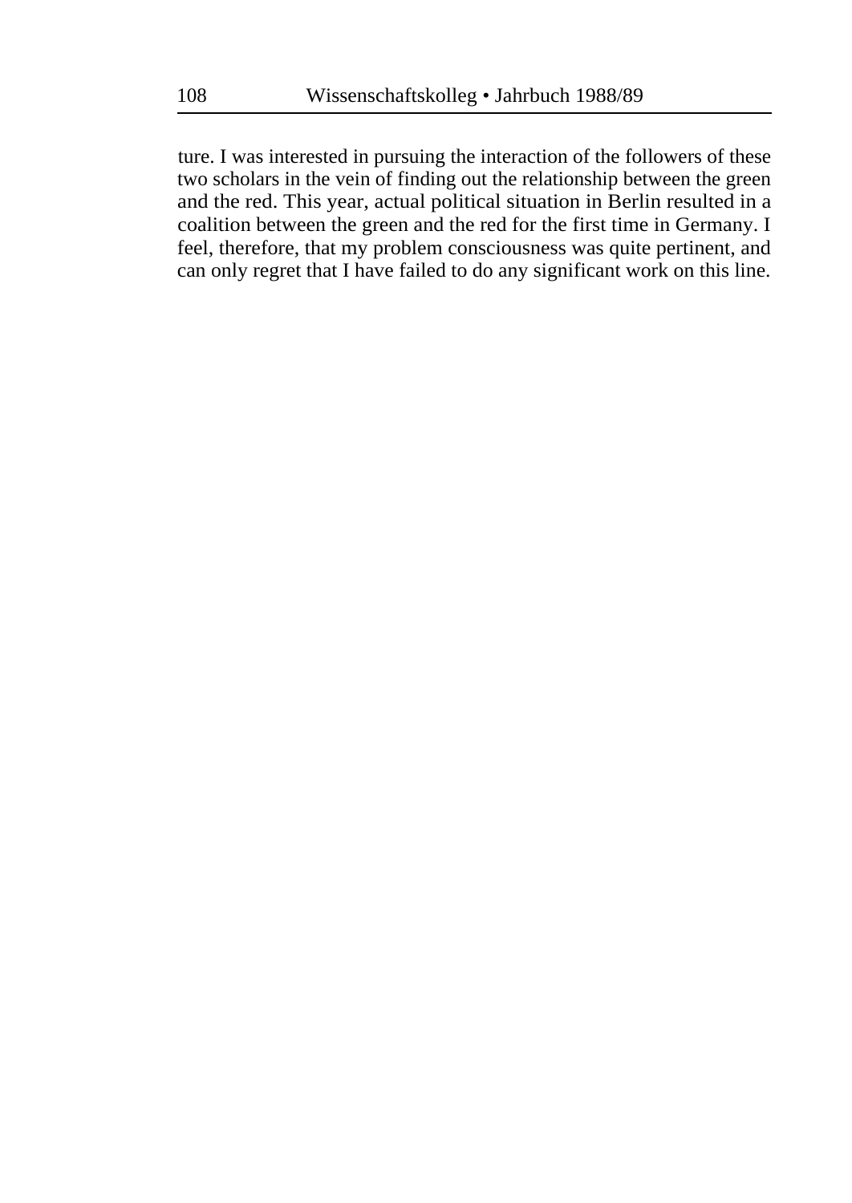ture. I was interested in pursuing the interaction of the followers of these two scholars in the vein of finding out the relationship between the green and the red. This year, actual political situation in Berlin resulted in a coalition between the green and the red for the first time in Germany. I feel, therefore, that my problem consciousness was quite pertinent, and can only regret that I have failed to do any significant work on this line.